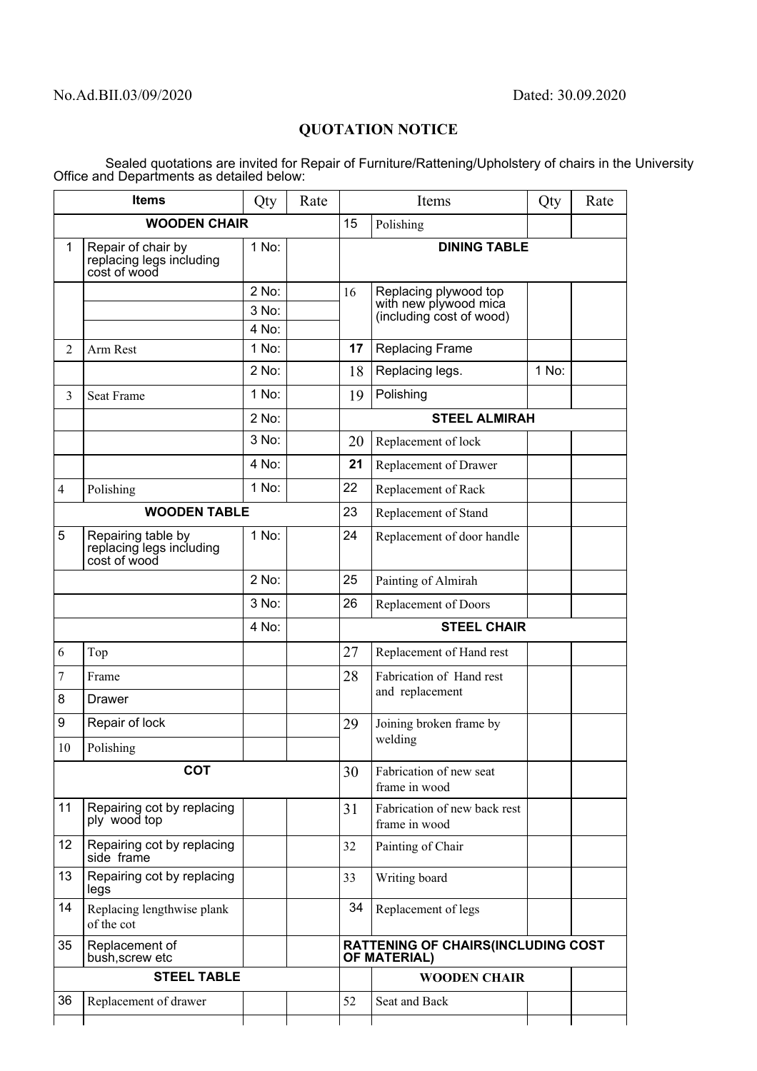No.Ad.BII.03/09/2020 Dated: 30.09.2020

## QUOTATION NOTICE

Sealed quotations are invited for Repair of Furniture/Rattening/Upholstery of chairs in the University Office and Departments as detailed below:

| Items | | Qty | Rate | Items | | Qty | Rate |
|---|---|---|---|---|---|---|---|
| **WOODEN CHAIR** | | | | 15 | Polishing | | |
| 1 | Repair of chair by replacing legs including cost of wood | 1 No: | | **DINING TABLE** | | | |
| | | 2 No: | | 16 | Replacing plywood top with new plywood mica (including cost of wood) | | |
| | | 3 No: | | | | | |
| | | 4 No: | | | | | |
| 2 | Arm Rest | 1 No: | | 17 | Replacing Frame | | |
| | | 2 No: | | 18 | Replacing legs. | 1 No: | |
| 3 | Seat Frame | 1 No: | | 19 | Polishing | | |
| | | 2 No: | | **STEEL ALMIRAH** | | | |
| | | 3 No: | | 20 | Replacement of lock | | |
| | | 4 No: | | 21 | Replacement of Drawer | | |
| 4 | Polishing | 1 No: | | 22 | Replacement of Rack | | |
| **WOODEN TABLE** | | | | 23 | Replacement of Stand | | |
| 5 | Repairing table by replacing legs including cost of wood | 1 No: | | 24 | Replacement of door handle | | |
| | | 2 No: | | 25 | Painting of Almirah | | |
| | | 3 No: | | 26 | Replacement of Doors | | |
| | | 4 No: | | **STEEL CHAIR** | | | |
| 6 | Top | | | 27 | Replacement of Hand rest | | |
| 7 | Frame | | | 28 | Fabrication of Hand rest and replacement | | |
| 8 | Drawer | | | | | | |
| 9 | Repair of lock | | | 29 | Joining broken frame by welding | | |
| 10 | Polishing | | | | | | |
| **COT** | | | | 30 | Fabrication of new seat frame in wood | | |
| 11 | Repairing cot by replacing ply wood top | | | 31 | Fabrication of new back rest frame in wood | | |
| 12 | Repairing cot by replacing side frame | | | 32 | Painting of Chair | | |
| 13 | Repairing cot by replacing legs | | | 33 | Writing board | | |
| 14 | Replacing lengthwise plank of the cot | | | 34 | Replacement of legs | | |
| 35 | Replacement of bush,screw etc | | | **RATTENING OF CHAIRS(INCLUDING COST OF MATERIAL)** | | | |
| **STEEL TABLE** | | | | | **WOODEN CHAIR** | | |
| 36 | Replacement of drawer | | | 52 | Seat and Back | | |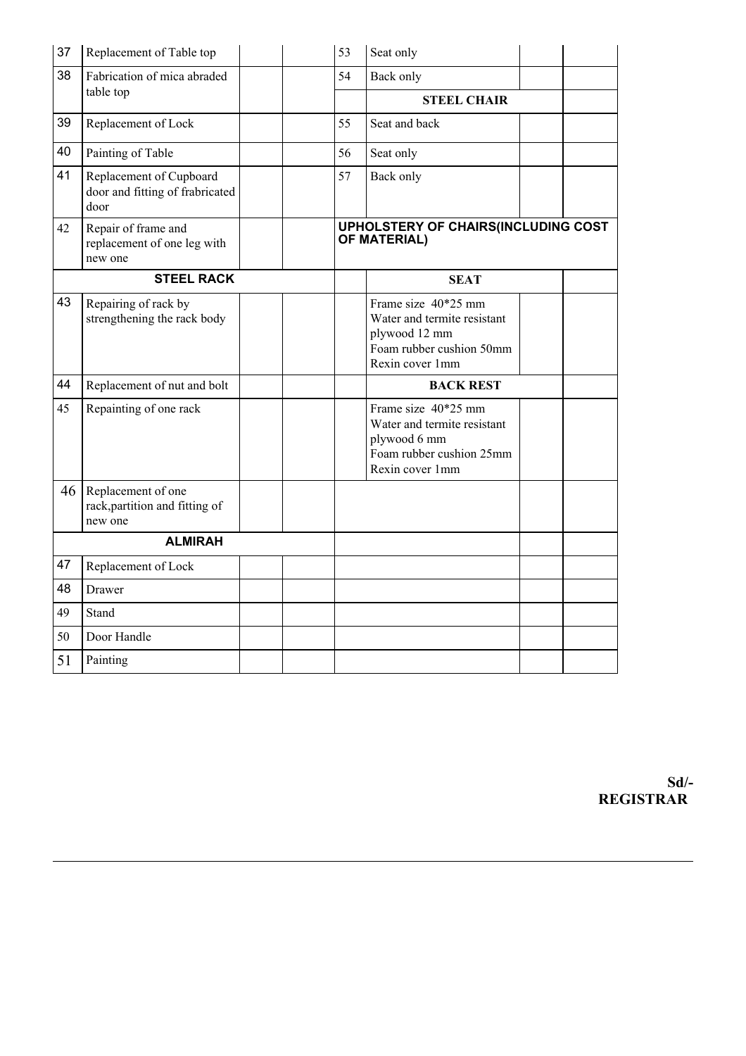| | | | | | | | |
|---|---|---|---|---|---|---|---|
| 37 | Replacement of Table top | | | 53 | Seat only | | |
| 38 | Fabrication of mica abraded table top | | | 54 | Back only | | |
| | | | | | **STEEL CHAIR** | | |
| 39 | Replacement of Lock | | | 55 | Seat and back | | |
| 40 | Painting of Table | | | 56 | Seat only | | |
| 41 | Replacement of Cupboard door and fitting of frabricated door | | | 57 | Back only | | |
| 42 | Repair of frame and replacement of one leg with new one | | | **UPHOLSTERY OF CHAIRS(INCLUDING COST OF MATERIAL)** | | | |
| | **STEEL RACK** | | | | **SEAT** | | |
| 43 | Repairing of rack by strengthening the rack body | | | | Frame size 40*25 mm<br>Water and termite resistant plywood 12 mm<br>Foam rubber cushion 50mm<br>Rexin cover 1mm | | |
| 44 | Replacement of nut and bolt | | | | **BACK REST** | | |
| 45 | Repainting of one rack | | | | Frame size 40*25 mm<br>Water and termite resistant plywood 6 mm<br>Foam rubber cushion 25mm<br>Rexin cover 1mm | | |
| 46 | Replacement of one rack,partition and fitting of new one | | | | | | |
| | **ALMIRAH** | | | | | | |
| 47 | Replacement of Lock | | | | | | |
| 48 | Drawer | | | | | | |
| 49 | Stand | | | | | | |
| 50 | Door Handle | | | | | | |
| 51 | Painting | | | | | | |

**Sd/-**
**REGISTRAR**